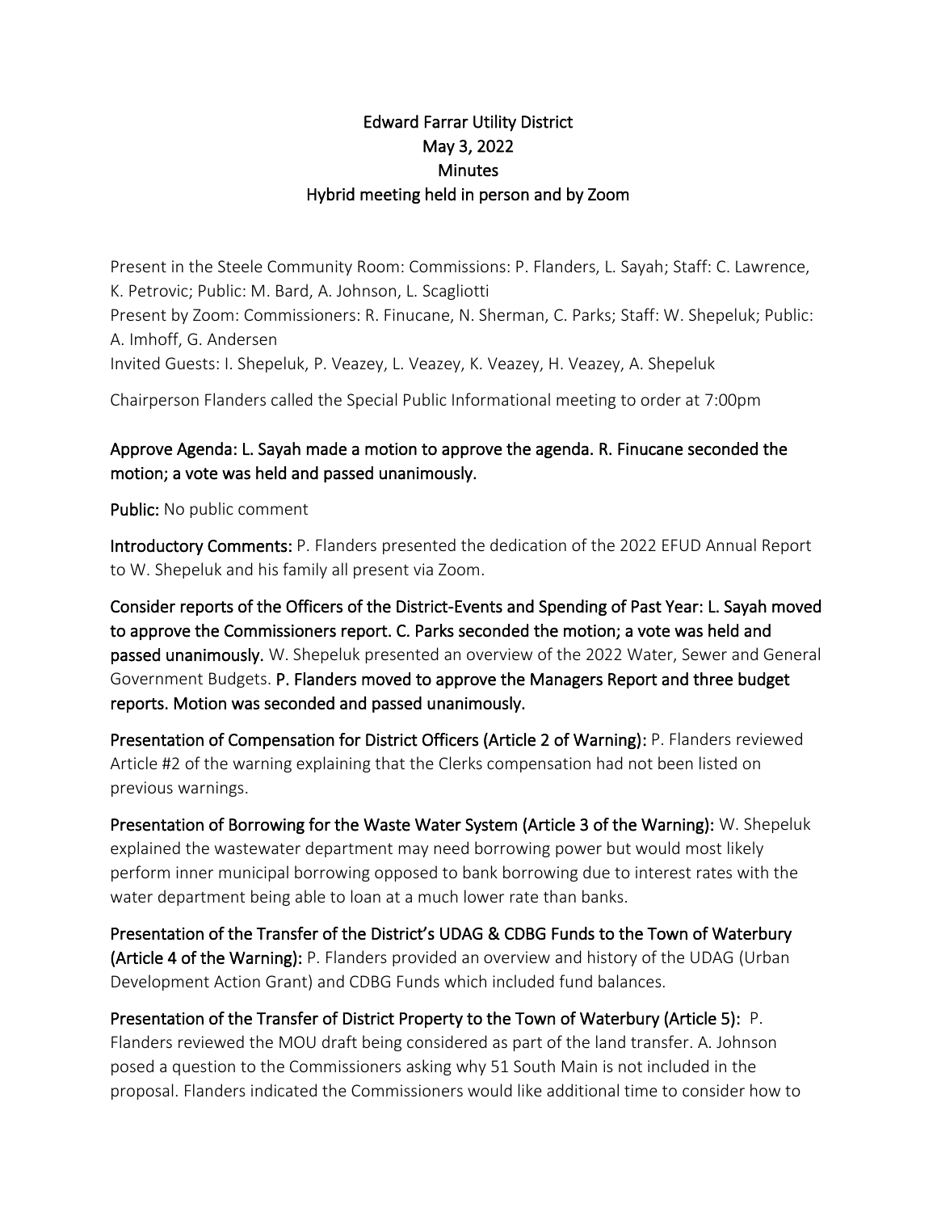# Edward Farrar Utility District
## May 3, 2022
## Minutes
## Hybrid meeting held in person and by Zoom

Present in the Steele Community Room: Commissions: P. Flanders, L. Sayah; Staff: C. Lawrence, K. Petrovic; Public: M. Bard, A. Johnson, L. Scagliotti
Present by Zoom: Commissioners: R. Finucane, N. Sherman, C. Parks; Staff: W. Shepeluk; Public: A. Imhoff, G. Andersen
Invited Guests: I. Shepeluk, P. Veazey, L. Veazey, K. Veazey, H. Veazey, A. Shepeluk

Chairperson Flanders called the Special Public Informational meeting to order at 7:00pm

**Approve Agenda: L. Sayah made a motion to approve the agenda. R. Finucane seconded the motion; a vote was held and passed unanimously.**

**Public:** No public comment

**Introductory Comments:** P. Flanders presented the dedication of the 2022 EFUD Annual Report to W. Shepeluk and his family all present via Zoom.

**Consider reports of the Officers of the District-Events and Spending of Past Year: L. Sayah moved to approve the Commissioners report. C. Parks seconded the motion; a vote was held and passed unanimously.** W. Shepeluk presented an overview of the 2022 Water, Sewer and General Government Budgets. **P. Flanders moved to approve the Managers Report and three budget reports. Motion was seconded and passed unanimously.**

**Presentation of Compensation for District Officers (Article 2 of Warning):** P. Flanders reviewed Article #2 of the warning explaining that the Clerks compensation had not been listed on previous warnings.

**Presentation of Borrowing for the Waste Water System (Article 3 of the Warning):** W. Shepeluk explained the wastewater department may need borrowing power but would most likely perform inner municipal borrowing opposed to bank borrowing due to interest rates with the water department being able to loan at a much lower rate than banks.

**Presentation of the Transfer of the District's UDAG & CDBG Funds to the Town of Waterbury (Article 4 of the Warning):** P. Flanders provided an overview and history of the UDAG (Urban Development Action Grant) and CDBG Funds which included fund balances.

**Presentation of the Transfer of District Property to the Town of Waterbury (Article 5):** P. Flanders reviewed the MOU draft being considered as part of the land transfer. A. Johnson posed a question to the Commissioners asking why 51 South Main is not included in the proposal. Flanders indicated the Commissioners would like additional time to consider how to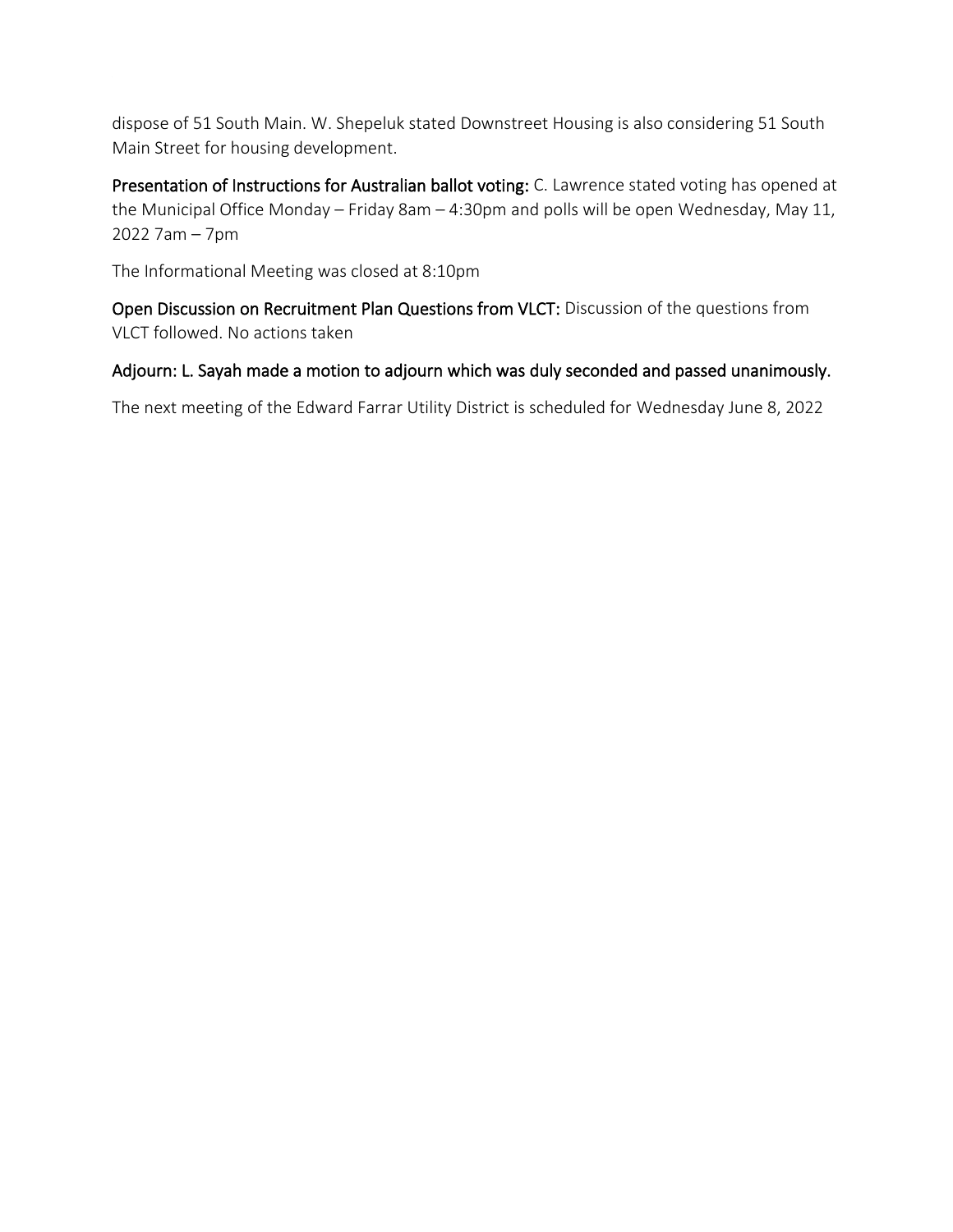dispose of 51 South Main. W. Shepeluk stated Downstreet Housing is also considering 51 South Main Street for housing development.

**Presentation of Instructions for Australian ballot voting:** C. Lawrence stated voting has opened at the Municipal Office Monday – Friday 8am – 4:30pm and polls will be open Wednesday, May 11, 2022 7am – 7pm

The Informational Meeting was closed at 8:10pm

**Open Discussion on Recruitment Plan Questions from VLCT:** Discussion of the questions from VLCT followed. No actions taken

**Adjourn: L. Sayah made a motion to adjourn which was duly seconded and passed unanimously.**

The next meeting of the Edward Farrar Utility District is scheduled for Wednesday June 8, 2022